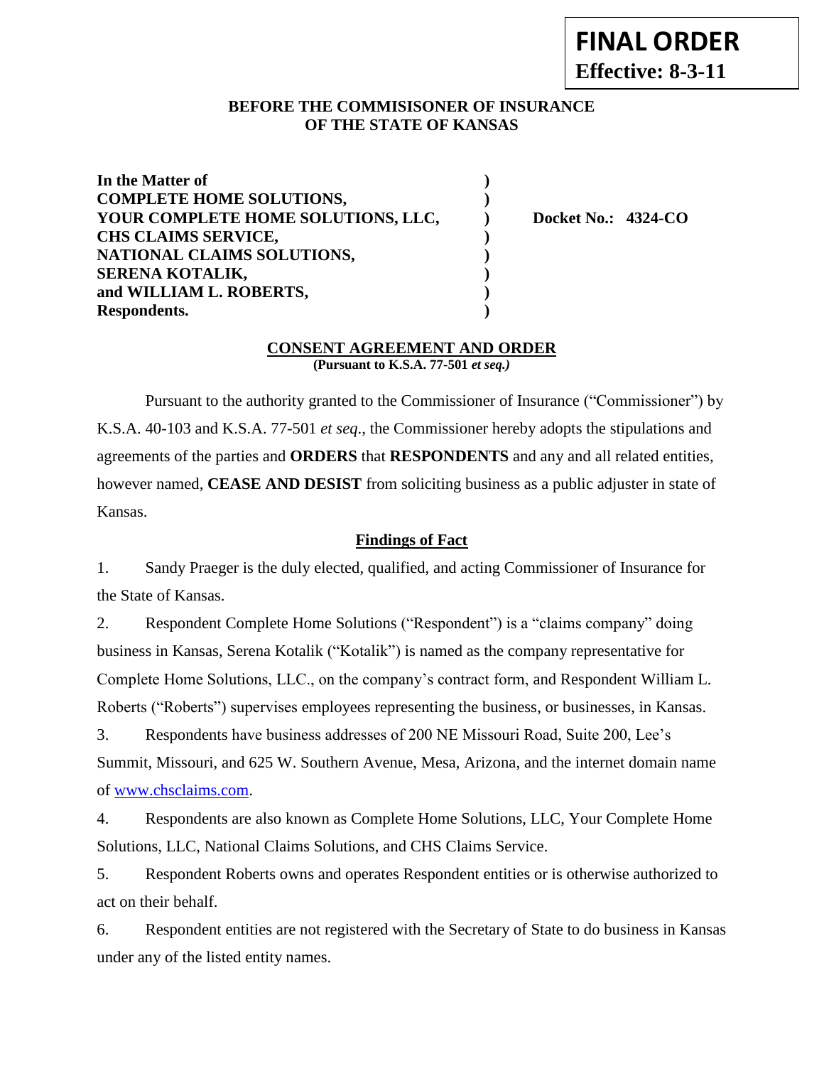**FINAL ORDER**
**Effective: 8-3-11**

**BEFORE THE COMMISISONER OF INSURANCE**
**OF THE STATE OF KANSAS**

| | | |
|---|---|---|
| **In the Matter of** | **)** | |
| **COMPLETE HOME SOLUTIONS,** | **)** | |
| **YOUR COMPLETE HOME SOLUTIONS, LLC,** | **)** | **Docket No.: 4324-CO** |
| **CHS CLAIMS SERVICE,** | **)** | |
| **NATIONAL CLAIMS SOLUTIONS,** | **)** | |
| **SERENA KOTALIK,** | **)** | |
| **and WILLIAM L. ROBERTS,** | **)** | |
| **Respondents.** | **)** | |

## CONSENT AGREEMENT AND ORDER

**(Pursuant to K.S.A. 77-501 *et seq.)***

Pursuant to the authority granted to the Commissioner of Insurance ("Commissioner") by K.S.A. 40-103 and K.S.A. 77-501 *et seq*., the Commissioner hereby adopts the stipulations and agreements of the parties and **ORDERS** that **RESPONDENTS** and any and all related entities, however named, **CEASE AND DESIST** from soliciting business as a public adjuster in state of Kansas.

### Findings of Fact

1. Sandy Praeger is the duly elected, qualified, and acting Commissioner of Insurance for the State of Kansas.

2. Respondent Complete Home Solutions ("Respondent") is a "claims company" doing business in Kansas, Serena Kotalik ("Kotalik") is named as the company representative for Complete Home Solutions, LLC., on the company's contract form, and Respondent William L. Roberts ("Roberts") supervises employees representing the business, or businesses, in Kansas.

3. Respondents have business addresses of 200 NE Missouri Road, Suite 200, Lee's Summit, Missouri, and 625 W. Southern Avenue, Mesa, Arizona, and the internet domain name of www.chsclaims.com.

4. Respondents are also known as Complete Home Solutions, LLC, Your Complete Home Solutions, LLC, National Claims Solutions, and CHS Claims Service.

5. Respondent Roberts owns and operates Respondent entities or is otherwise authorized to act on their behalf.

6. Respondent entities are not registered with the Secretary of State to do business in Kansas under any of the listed entity names.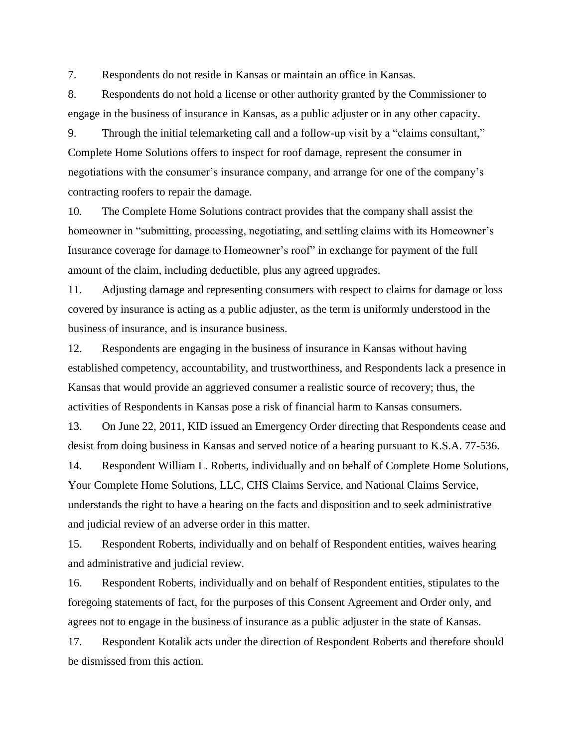7. Respondents do not reside in Kansas or maintain an office in Kansas.

8. Respondents do not hold a license or other authority granted by the Commissioner to engage in the business of insurance in Kansas, as a public adjuster or in any other capacity.

9. Through the initial telemarketing call and a follow-up visit by a "claims consultant," Complete Home Solutions offers to inspect for roof damage, represent the consumer in negotiations with the consumer's insurance company, and arrange for one of the company's contracting roofers to repair the damage.

10. The Complete Home Solutions contract provides that the company shall assist the homeowner in "submitting, processing, negotiating, and settling claims with its Homeowner's Insurance coverage for damage to Homeowner's roof" in exchange for payment of the full amount of the claim, including deductible, plus any agreed upgrades.

11. Adjusting damage and representing consumers with respect to claims for damage or loss covered by insurance is acting as a public adjuster, as the term is uniformly understood in the business of insurance, and is insurance business.

12. Respondents are engaging in the business of insurance in Kansas without having established competency, accountability, and trustworthiness, and Respondents lack a presence in Kansas that would provide an aggrieved consumer a realistic source of recovery; thus, the activities of Respondents in Kansas pose a risk of financial harm to Kansas consumers.

13. On June 22, 2011, KID issued an Emergency Order directing that Respondents cease and desist from doing business in Kansas and served notice of a hearing pursuant to K.S.A. 77-536.

14. Respondent William L. Roberts, individually and on behalf of Complete Home Solutions, Your Complete Home Solutions, LLC, CHS Claims Service, and National Claims Service, understands the right to have a hearing on the facts and disposition and to seek administrative and judicial review of an adverse order in this matter.

15. Respondent Roberts, individually and on behalf of Respondent entities, waives hearing and administrative and judicial review.

16. Respondent Roberts, individually and on behalf of Respondent entities, stipulates to the foregoing statements of fact, for the purposes of this Consent Agreement and Order only, and agrees not to engage in the business of insurance as a public adjuster in the state of Kansas.

17. Respondent Kotalik acts under the direction of Respondent Roberts and therefore should be dismissed from this action.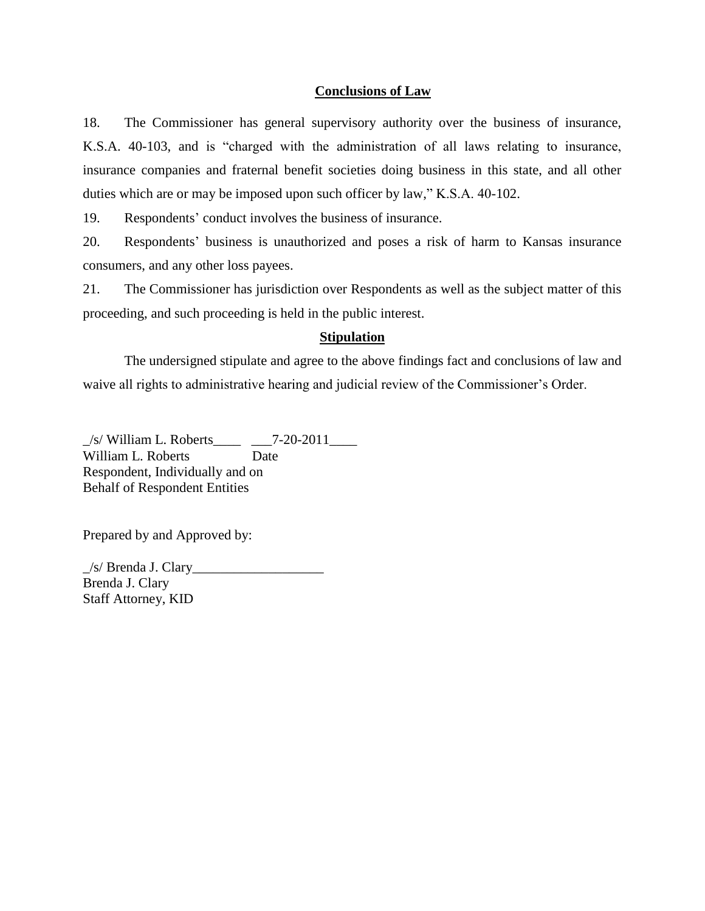## Conclusions of Law

18. The Commissioner has general supervisory authority over the business of insurance, K.S.A. 40-103, and is "charged with the administration of all laws relating to insurance, insurance companies and fraternal benefit societies doing business in this state, and all other duties which are or may be imposed upon such officer by law," K.S.A. 40-102.

19. Respondents' conduct involves the business of insurance.

20. Respondents' business is unauthorized and poses a risk of harm to Kansas insurance consumers, and any other loss payees.

21. The Commissioner has jurisdiction over Respondents as well as the subject matter of this proceeding, and such proceeding is held in the public interest.

## Stipulation

The undersigned stipulate and agree to the above findings fact and conclusions of law and waive all rights to administrative hearing and judicial review of the Commissioner's Order.

_/s/ William L. Roberts____ ___7-20-2011____
William L. Roberts Date
Respondent, Individually and on
Behalf of Respondent Entities

Prepared by and Approved by:

_/s/ Brenda J. Clary___________________
Brenda J. Clary
Staff Attorney, KID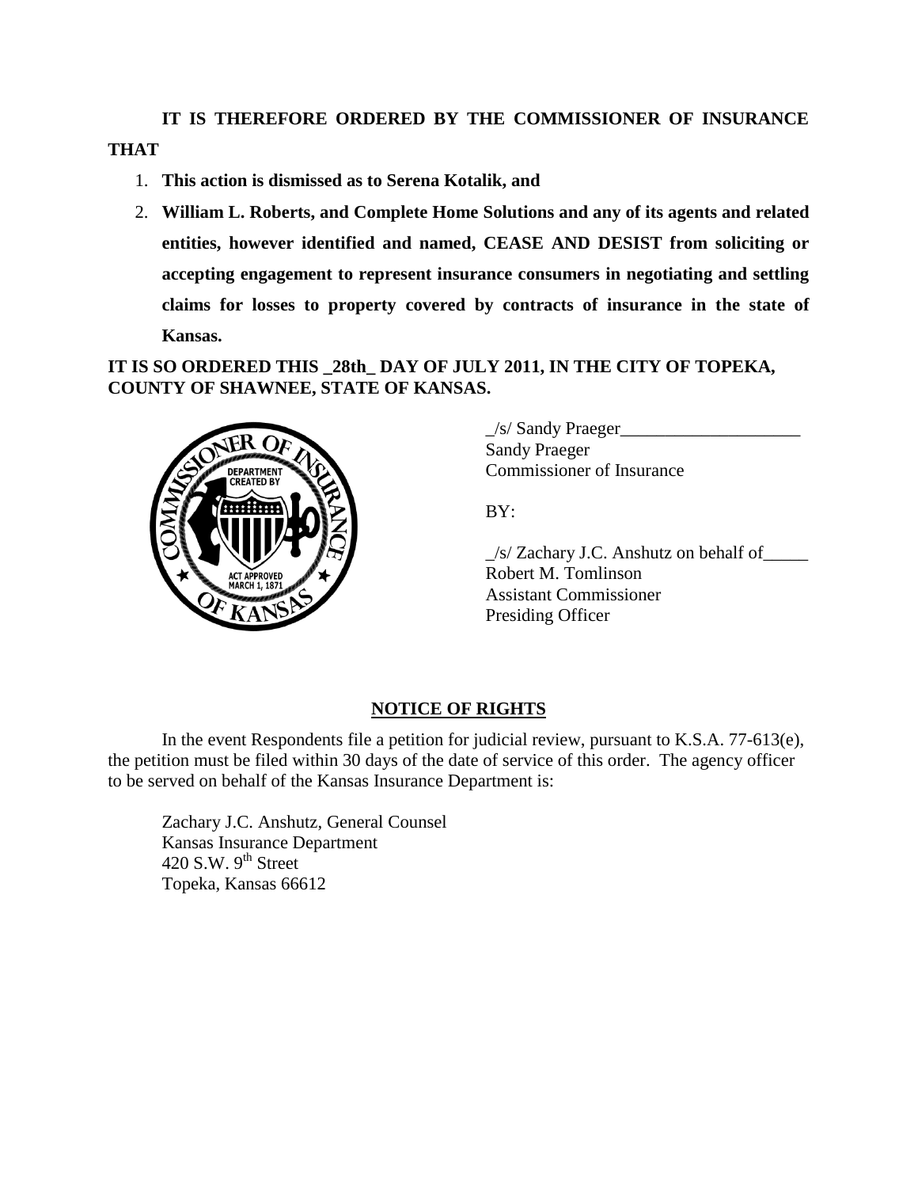**IT IS THEREFORE ORDERED BY THE COMMISSIONER OF INSURANCE THAT**

1. **This action is dismissed as to Serena Kotalik, and**
2. **William L. Roberts, and Complete Home Solutions and any of its agents and related entities, however identified and named, CEASE AND DESIST from soliciting or accepting engagement to represent insurance consumers in negotiating and settling claims for losses to property covered by contracts of insurance in the state of Kansas.**

**IT IS SO ORDERED THIS _28th_ DAY OF JULY 2011, IN THE CITY OF TOPEKA, COUNTY OF SHAWNEE, STATE OF KANSAS.**

_/s/ Sandy Praeger____________________
Sandy Praeger
Commissioner of Insurance

BY:

_/s/ Zachary J.C. Anshutz on behalf of_____
Robert M. Tomlinson
Assistant Commissioner
Presiding Officer

## NOTICE OF RIGHTS

In the event Respondents file a petition for judicial review, pursuant to K.S.A. 77-613(e), the petition must be filed within 30 days of the date of service of this order. The agency officer to be served on behalf of the Kansas Insurance Department is:

Zachary J.C. Anshutz, General Counsel
Kansas Insurance Department
420 S.W. 9th Street
Topeka, Kansas 66612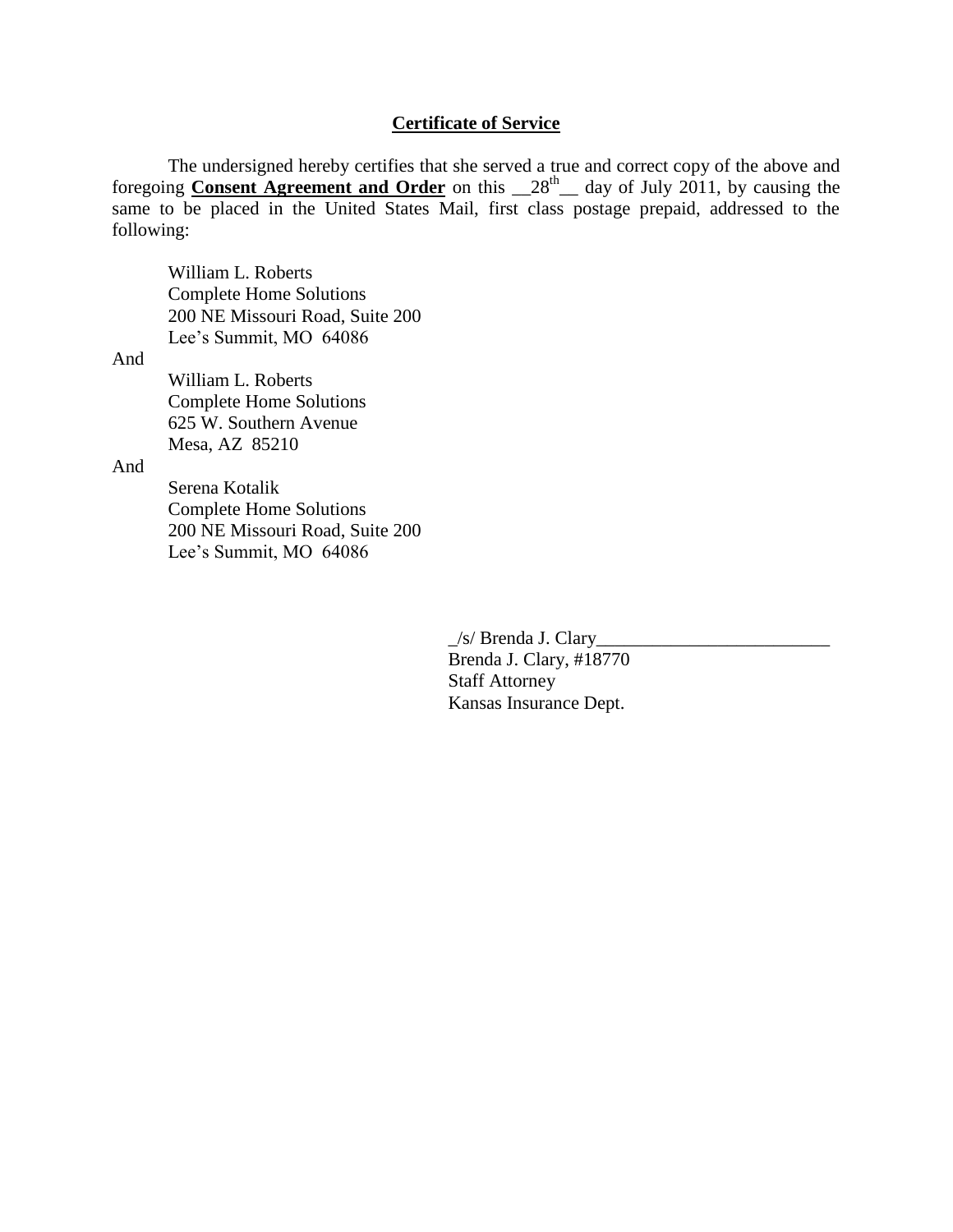## Certificate of Service

The undersigned hereby certifies that she served a true and correct copy of the above and foregoing **Consent Agreement and Order** on this \_\_28th\_\_ day of July 2011, by causing the same to be placed in the United States Mail, first class postage prepaid, addressed to the following:

William L. Roberts
Complete Home Solutions
200 NE Missouri Road, Suite 200
Lee's Summit, MO 64086

And

William L. Roberts
Complete Home Solutions
625 W. Southern Avenue
Mesa, AZ 85210

And

Serena Kotalik
Complete Home Solutions
200 NE Missouri Road, Suite 200
Lee's Summit, MO 64086

_/s/ Brenda J. Clary_________________________
Brenda J. Clary, #18770
Staff Attorney
Kansas Insurance Dept.